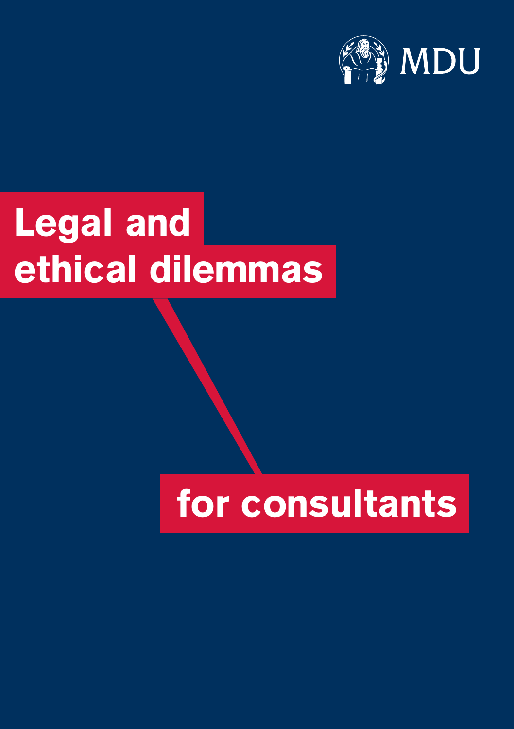MDU

# Legal and ethical dilemmas

## for consultants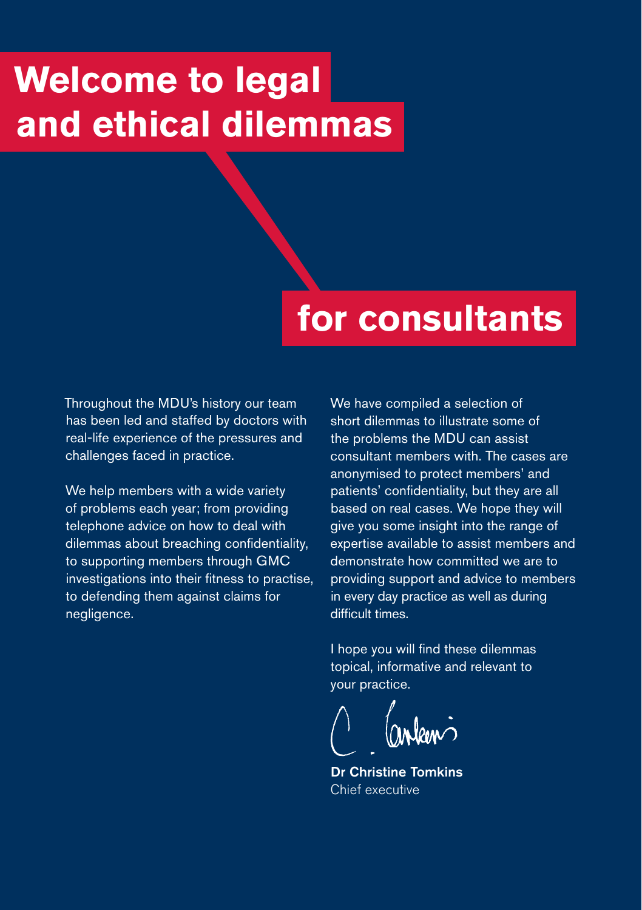# Welcome to legal and ethical dilemmas for consultants

Throughout the MDU's history our team has been led and staffed by doctors with real-life experience of the pressures and challenges faced in practice.

We help members with a wide variety of problems each year; from providing telephone advice on how to deal with dilemmas about breaching confidentiality, to supporting members through GMC investigations into their fitness to practise, to defending them against claims for negligence.

We have compiled a selection of short dilemmas to illustrate some of the problems the MDU can assist consultant members with. The cases are anonymised to protect members' and patients' confidentiality, but they are all based on real cases. We hope they will give you some insight into the range of expertise available to assist members and demonstrate how committed we are to providing support and advice to members in every day practice as well as during difficult times.

I hope you will find these dilemmas topical, informative and relevant to your practice.

**Dr Christine Tomkins**
Chief executive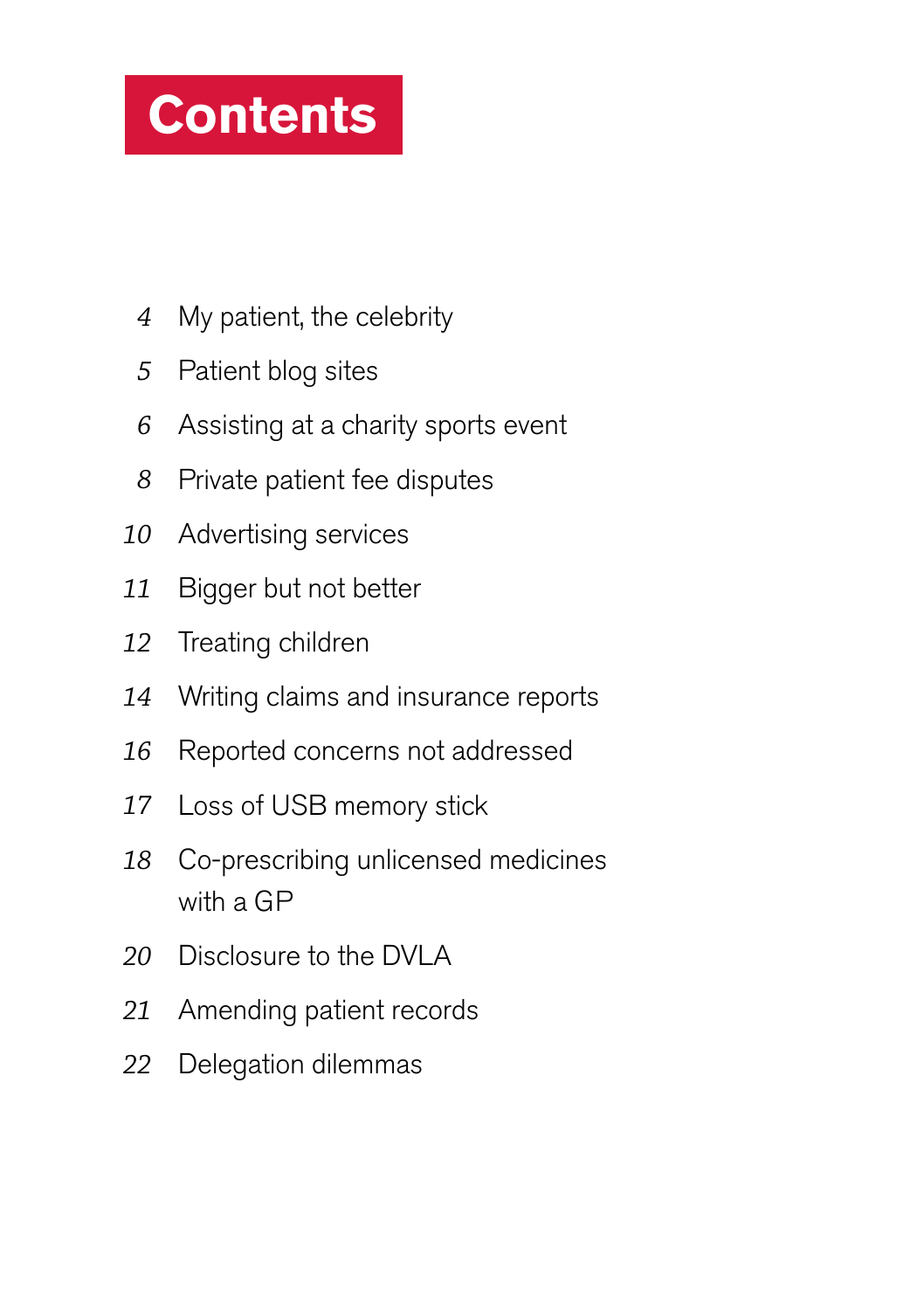# Contents

4 My patient, the celebrity

5 Patient blog sites

6 Assisting at a charity sports event

8 Private patient fee disputes

10 Advertising services

11 Bigger but not better

12 Treating children

14 Writing claims and insurance reports

16 Reported concerns not addressed

17 Loss of USB memory stick

18 Co-prescribing unlicensed medicines with a GP

20 Disclosure to the DVLA

21 Amending patient records

22 Delegation dilemmas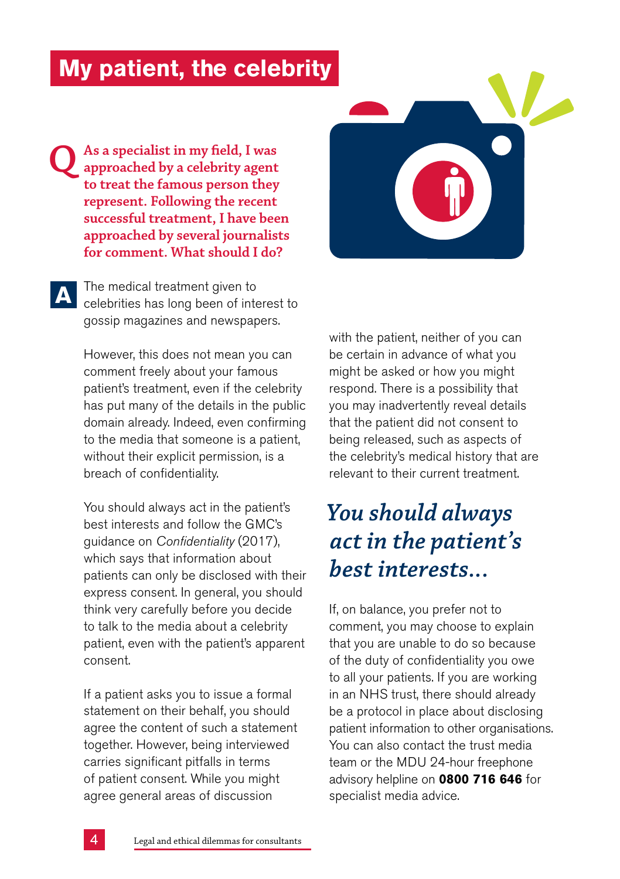# My patient, the celebrity

**Q As a specialist in my field, I was approached by a celebrity agent to treat the famous person they represent. Following the recent successful treatment, I have been approached by several journalists for comment. What should I do?**

**A** The medical treatment given to celebrities has long been of interest to gossip magazines and newspapers.

However, this does not mean you can comment freely about your famous patient's treatment, even if the celebrity has put many of the details in the public domain already. Indeed, even confirming to the media that someone is a patient, without their explicit permission, is a breach of confidentiality.

You should always act in the patient's best interests and follow the GMC's guidance on *Confidentiality* (2017), which says that information about patients can only be disclosed with their express consent. In general, you should think very carefully before you decide to talk to the media about a celebrity patient, even with the patient's apparent consent.

If a patient asks you to issue a formal statement on their behalf, you should agree the content of such a statement together. However, being interviewed carries significant pitfalls in terms of patient consent. While you might agree general areas of discussion with the patient, neither of you can be certain in advance of what you might be asked or how you might respond. There is a possibility that you may inadvertently reveal details that the patient did not consent to being released, such as aspects of the celebrity's medical history that are relevant to their current treatment.

*You should always act in the patient's best interests...*

If, on balance, you prefer not to comment, you may choose to explain that you are unable to do so because of the duty of confidentiality you owe to all your patients. If you are working in an NHS trust, there should already be a protocol in place about disclosing patient information to other organisations. You can also contact the trust media team or the MDU 24-hour freephone advisory helpline on **0800 716 646** for specialist media advice.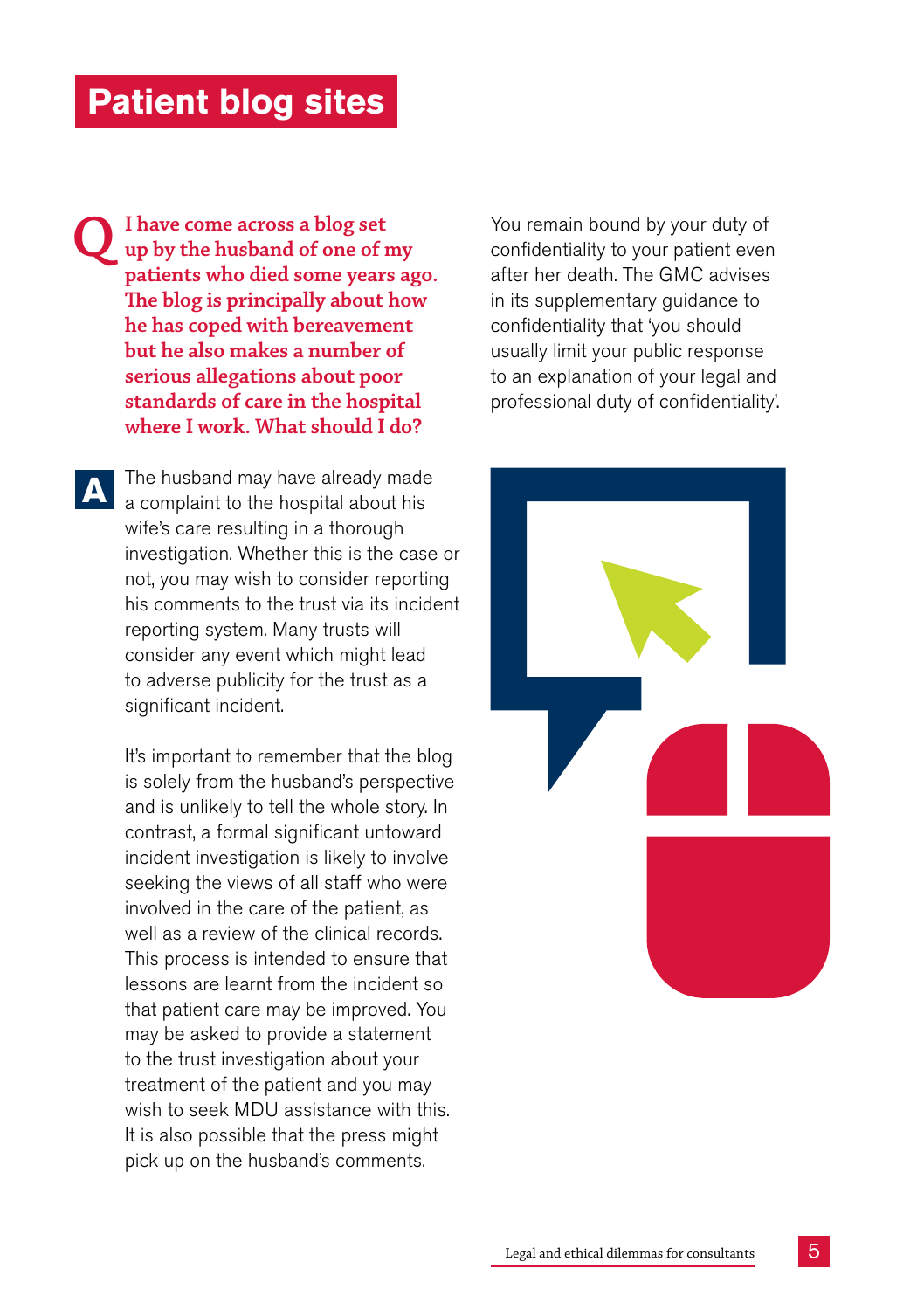# Patient blog sites

**Q** **I have come across a blog set up by the husband of one of my patients who died some years ago. The blog is principally about how he has coped with bereavement but he also makes a number of serious allegations about poor standards of care in the hospital where I work. What should I do?**

**A** The husband may have already made a complaint to the hospital about his wife's care resulting in a thorough investigation. Whether this is the case or not, you may wish to consider reporting his comments to the trust via its incident reporting system. Many trusts will consider any event which might lead to adverse publicity for the trust as a significant incident.

It's important to remember that the blog is solely from the husband's perspective and is unlikely to tell the whole story. In contrast, a formal significant untoward incident investigation is likely to involve seeking the views of all staff who were involved in the care of the patient, as well as a review of the clinical records. This process is intended to ensure that lessons are learnt from the incident so that patient care may be improved. You may be asked to provide a statement to the trust investigation about your treatment of the patient and you may wish to seek MDU assistance with this. It is also possible that the press might pick up on the husband's comments.

You remain bound by your duty of confidentiality to your patient even after her death. The GMC advises in its supplementary guidance to confidentiality that 'you should usually limit your public response to an explanation of your legal and professional duty of confidentiality'.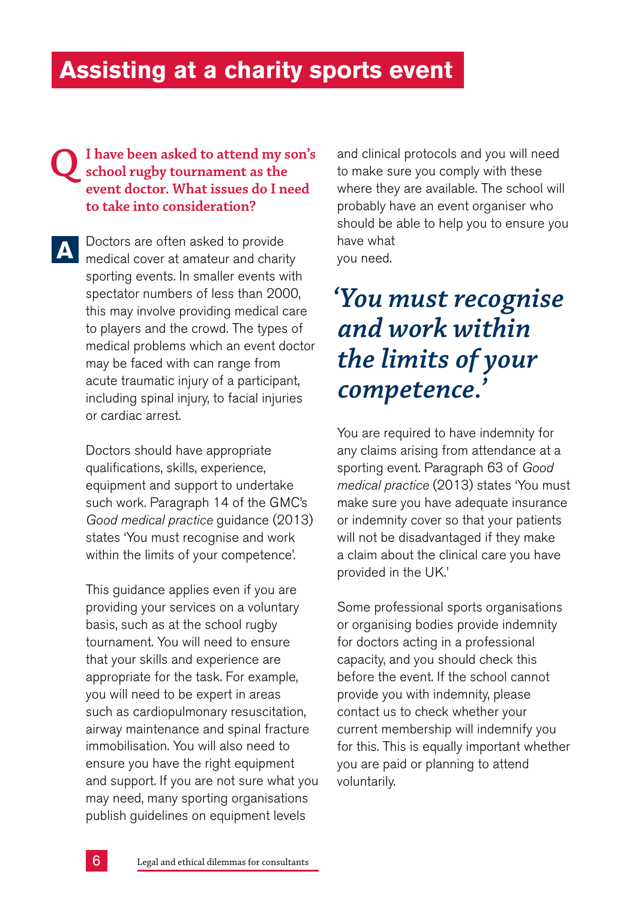# Assisting at a charity sports event

**Q I have been asked to attend my son's school rugby tournament as the event doctor. What issues do I need to take into consideration?**

**A** Doctors are often asked to provide medical cover at amateur and charity sporting events. In smaller events with spectator numbers of less than 2000, this may involve providing medical care to players and the crowd. The types of medical problems which an event doctor may be faced with can range from acute traumatic injury of a participant, including spinal injury, to facial injuries or cardiac arrest.

Doctors should have appropriate qualifications, skills, experience, equipment and support to undertake such work. Paragraph 14 of the GMC's *Good medical practice* guidance (2013) states 'You must recognise and work within the limits of your competence'.

This guidance applies even if you are providing your services on a voluntary basis, such as at the school rugby tournament. You will need to ensure that your skills and experience are appropriate for the task. For example, you will need to be expert in areas such as cardiopulmonary resuscitation, airway maintenance and spinal fracture immobilisation. You will also need to ensure you have the right equipment and support. If you are not sure what you may need, many sporting organisations publish guidelines on equipment levels and clinical protocols and you will need to make sure you comply with these where they are available. The school will probably have an event organiser who should be able to help you to ensure you have what you need.

> ***'You must recognise and work within the limits of your competence.'***

You are required to have indemnity for any claims arising from attendance at a sporting event. Paragraph 63 of *Good medical practice* (2013) states 'You must make sure you have adequate insurance or indemnity cover so that your patients will not be disadvantaged if they make a claim about the clinical care you have provided in the UK.'

Some professional sports organisations or organising bodies provide indemnity for doctors acting in a professional capacity, and you should check this before the event. If the school cannot provide you with indemnity, please contact us to check whether your current membership will indemnify you for this. This is equally important whether you are paid or planning to attend voluntarily.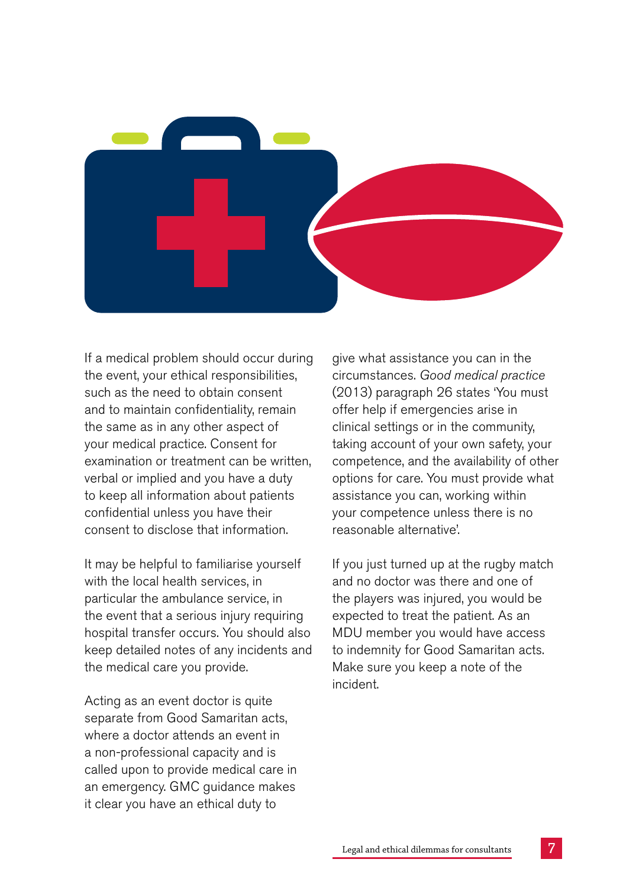If a medical problem should occur during the event, your ethical responsibilities, such as the need to obtain consent and to maintain confidentiality, remain the same as in any other aspect of your medical practice. Consent for examination or treatment can be written, verbal or implied and you have a duty to keep all information about patients confidential unless you have their consent to disclose that information.

It may be helpful to familiarise yourself with the local health services, in particular the ambulance service, in the event that a serious injury requiring hospital transfer occurs. You should also keep detailed notes of any incidents and the medical care you provide.

Acting as an event doctor is quite separate from Good Samaritan acts, where a doctor attends an event in a non-professional capacity and is called upon to provide medical care in an emergency. GMC guidance makes it clear you have an ethical duty to give what assistance you can in the circumstances. *Good medical practice* (2013) paragraph 26 states 'You must offer help if emergencies arise in clinical settings or in the community, taking account of your own safety, your competence, and the availability of other options for care. You must provide what assistance you can, working within your competence unless there is no reasonable alternative'.

If you just turned up at the rugby match and no doctor was there and one of the players was injured, you would be expected to treat the patient. As an MDU member you would have access to indemnity for Good Samaritan acts. Make sure you keep a note of the incident.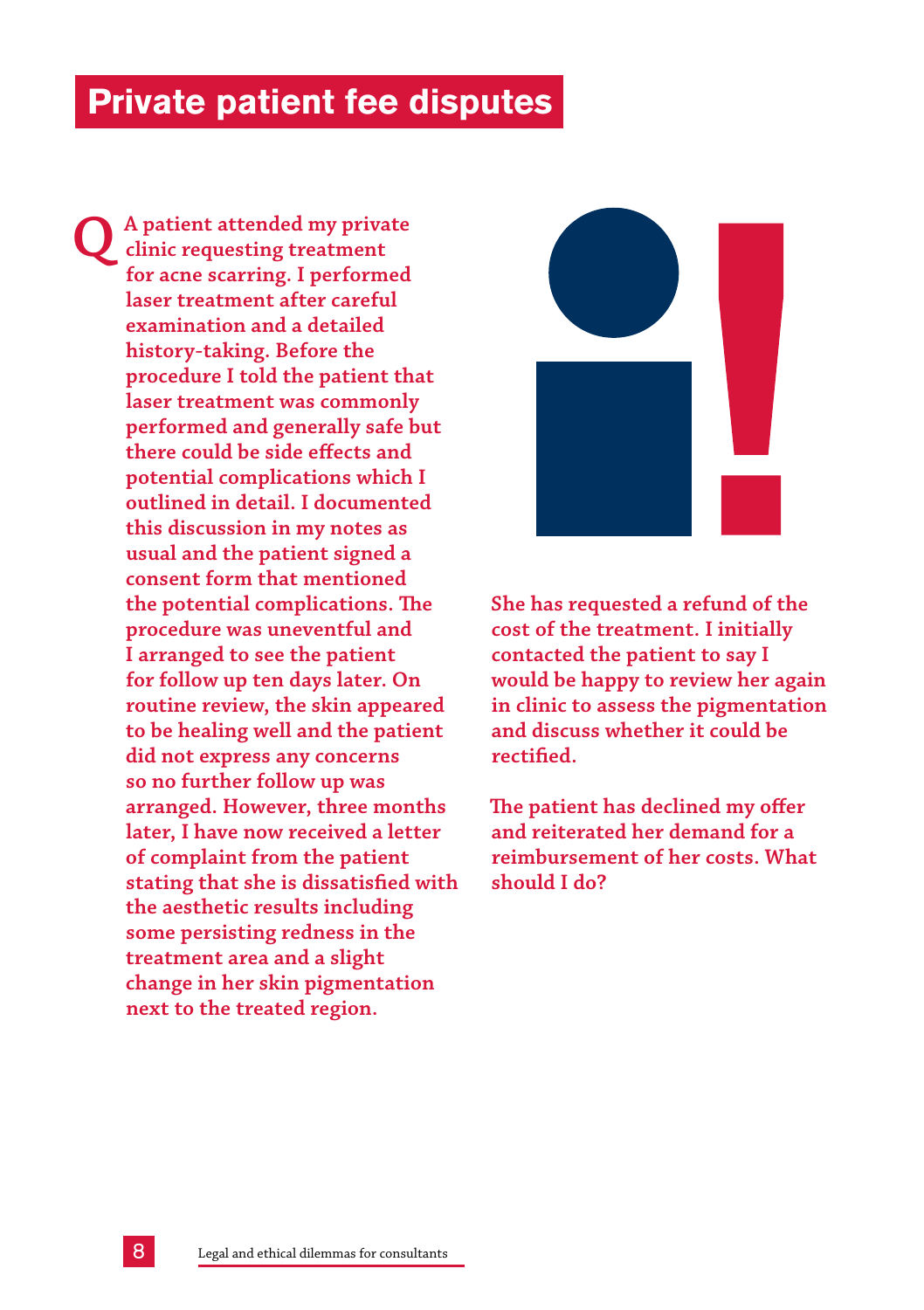# Private patient fee disputes

**Q** A patient attended my private clinic requesting treatment for acne scarring. I performed laser treatment after careful examination and a detailed history-taking. Before the procedure I told the patient that laser treatment was commonly performed and generally safe but there could be side effects and potential complications which I outlined in detail. I documented this discussion in my notes as usual and the patient signed a consent form that mentioned the potential complications. The procedure was uneventful and I arranged to see the patient for follow up ten days later. On routine review, the skin appeared to be healing well and the patient did not express any concerns so no further follow up was arranged. However, three months later, I have now received a letter of complaint from the patient stating that she is dissatisfied with the aesthetic results including some persisting redness in the treatment area and a slight change in her skin pigmentation next to the treated region.

She has requested a refund of the cost of the treatment. I initially contacted the patient to say I would be happy to review her again in clinic to assess the pigmentation and discuss whether it could be rectified.

The patient has declined my offer and reiterated her demand for a reimbursement of her costs. What should I do?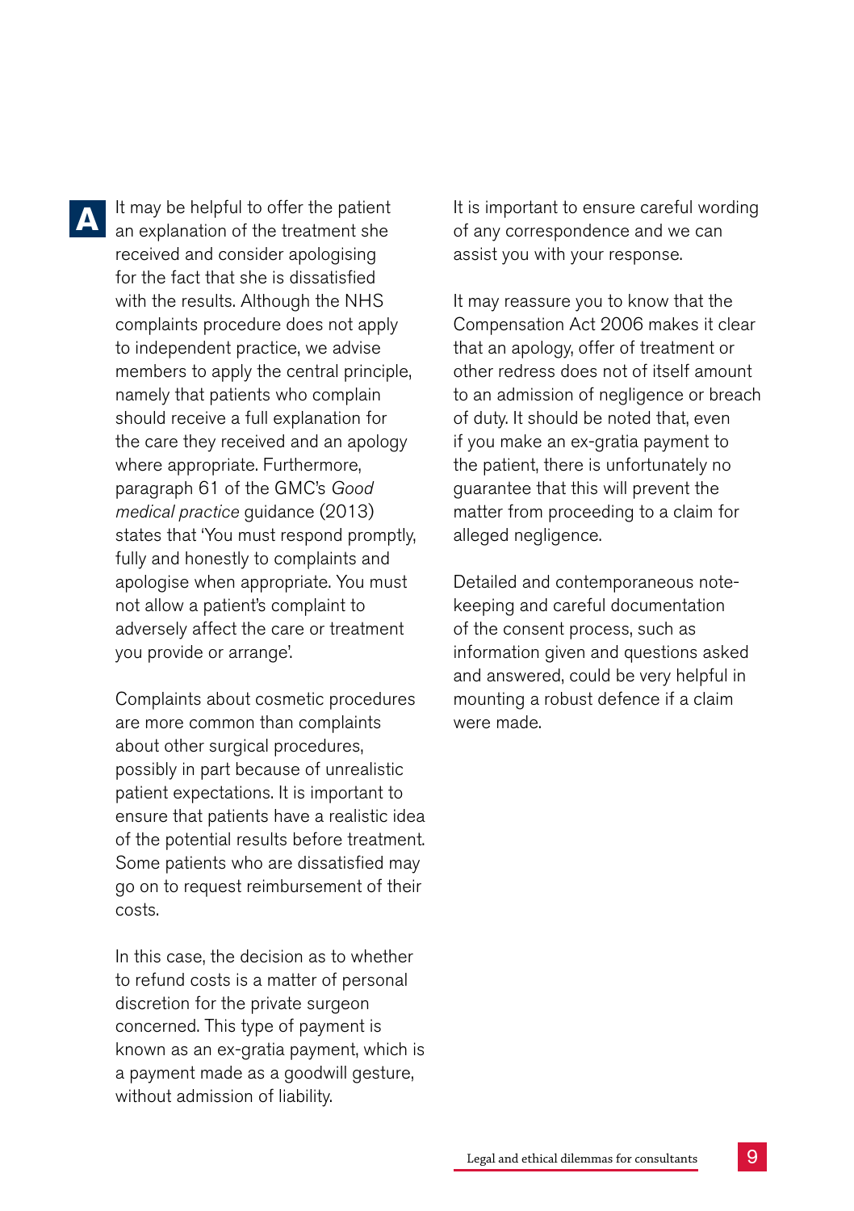**A** It may be helpful to offer the patient an explanation of the treatment she received and consider apologising for the fact that she is dissatisfied with the results. Although the NHS complaints procedure does not apply to independent practice, we advise members to apply the central principle, namely that patients who complain should receive a full explanation for the care they received and an apology where appropriate. Furthermore, paragraph 61 of the GMC's *Good medical practice* guidance (2013) states that 'You must respond promptly, fully and honestly to complaints and apologise when appropriate. You must not allow a patient's complaint to adversely affect the care or treatment you provide or arrange'.

Complaints about cosmetic procedures are more common than complaints about other surgical procedures, possibly in part because of unrealistic patient expectations. It is important to ensure that patients have a realistic idea of the potential results before treatment. Some patients who are dissatisfied may go on to request reimbursement of their costs.

In this case, the decision as to whether to refund costs is a matter of personal discretion for the private surgeon concerned. This type of payment is known as an ex-gratia payment, which is a payment made as a goodwill gesture, without admission of liability.

It is important to ensure careful wording of any correspondence and we can assist you with your response.

It may reassure you to know that the Compensation Act 2006 makes it clear that an apology, offer of treatment or other redress does not of itself amount to an admission of negligence or breach of duty. It should be noted that, even if you make an ex-gratia payment to the patient, there is unfortunately no guarantee that this will prevent the matter from proceeding to a claim for alleged negligence.

Detailed and contemporaneous note-keeping and careful documentation of the consent process, such as information given and questions asked and answered, could be very helpful in mounting a robust defence if a claim were made.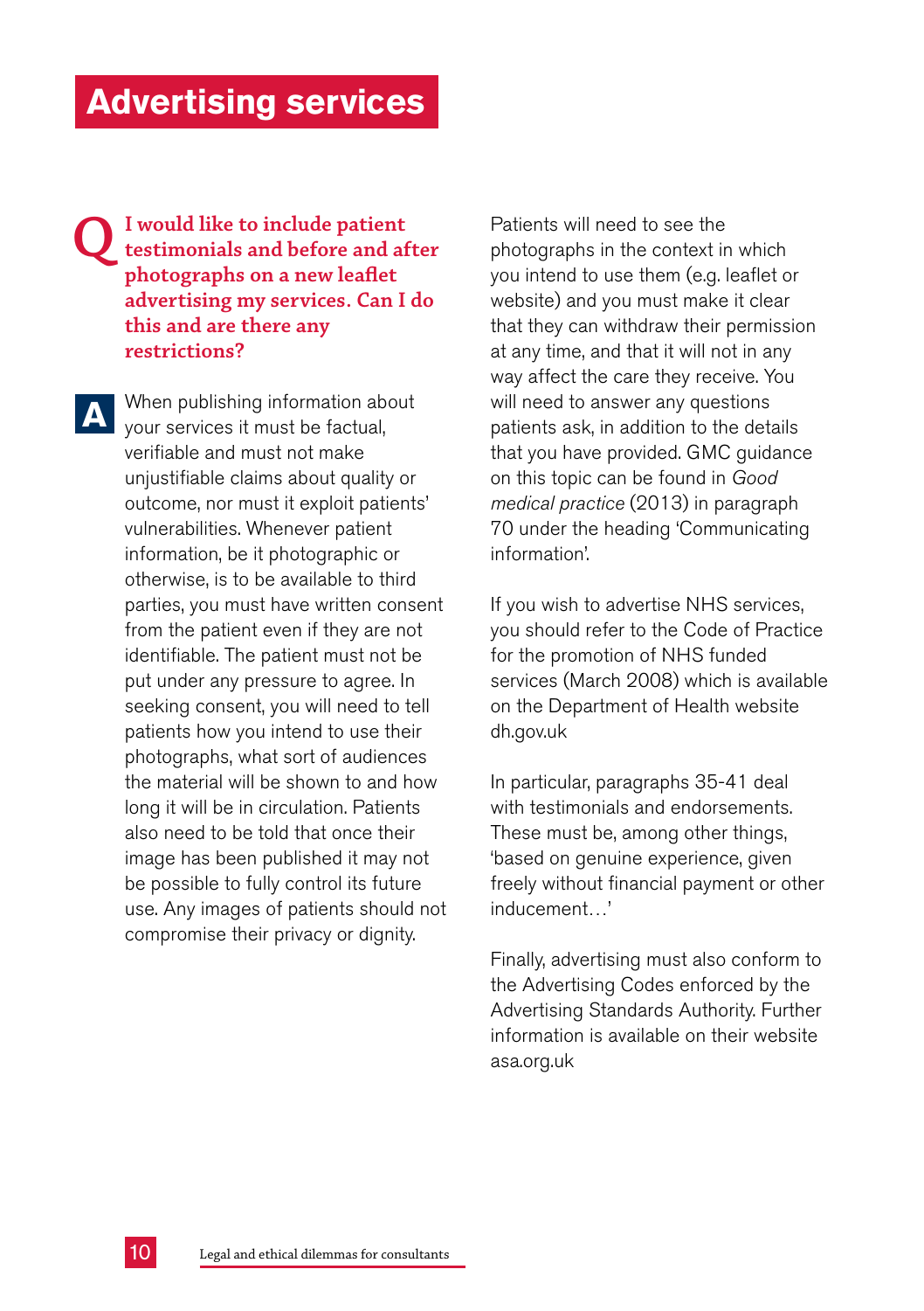# Advertising services

**Q I would like to include patient testimonials and before and after photographs on a new leaflet advertising my services. Can I do this and are there any restrictions?**

**A** When publishing information about your services it must be factual, verifiable and must not make unjustifiable claims about quality or outcome, nor must it exploit patients' vulnerabilities. Whenever patient information, be it photographic or otherwise, is to be available to third parties, you must have written consent from the patient even if they are not identifiable. The patient must not be put under any pressure to agree. In seeking consent, you will need to tell patients how you intend to use their photographs, what sort of audiences the material will be shown to and how long it will be in circulation. Patients also need to be told that once their image has been published it may not be possible to fully control its future use. Any images of patients should not compromise their privacy or dignity.

Patients will need to see the photographs in the context in which you intend to use them (e.g. leaflet or website) and you must make it clear that they can withdraw their permission at any time, and that it will not in any way affect the care they receive. You will need to answer any questions patients ask, in addition to the details that you have provided. GMC guidance on this topic can be found in *Good medical practice* (2013) in paragraph 70 under the heading 'Communicating information'.

If you wish to advertise NHS services, you should refer to the Code of Practice for the promotion of NHS funded services (March 2008) which is available on the Department of Health website dh.gov.uk

In particular, paragraphs 35-41 deal with testimonials and endorsements. These must be, among other things, 'based on genuine experience, given freely without financial payment or other inducement…'

Finally, advertising must also conform to the Advertising Codes enforced by the Advertising Standards Authority. Further information is available on their website asa.org.uk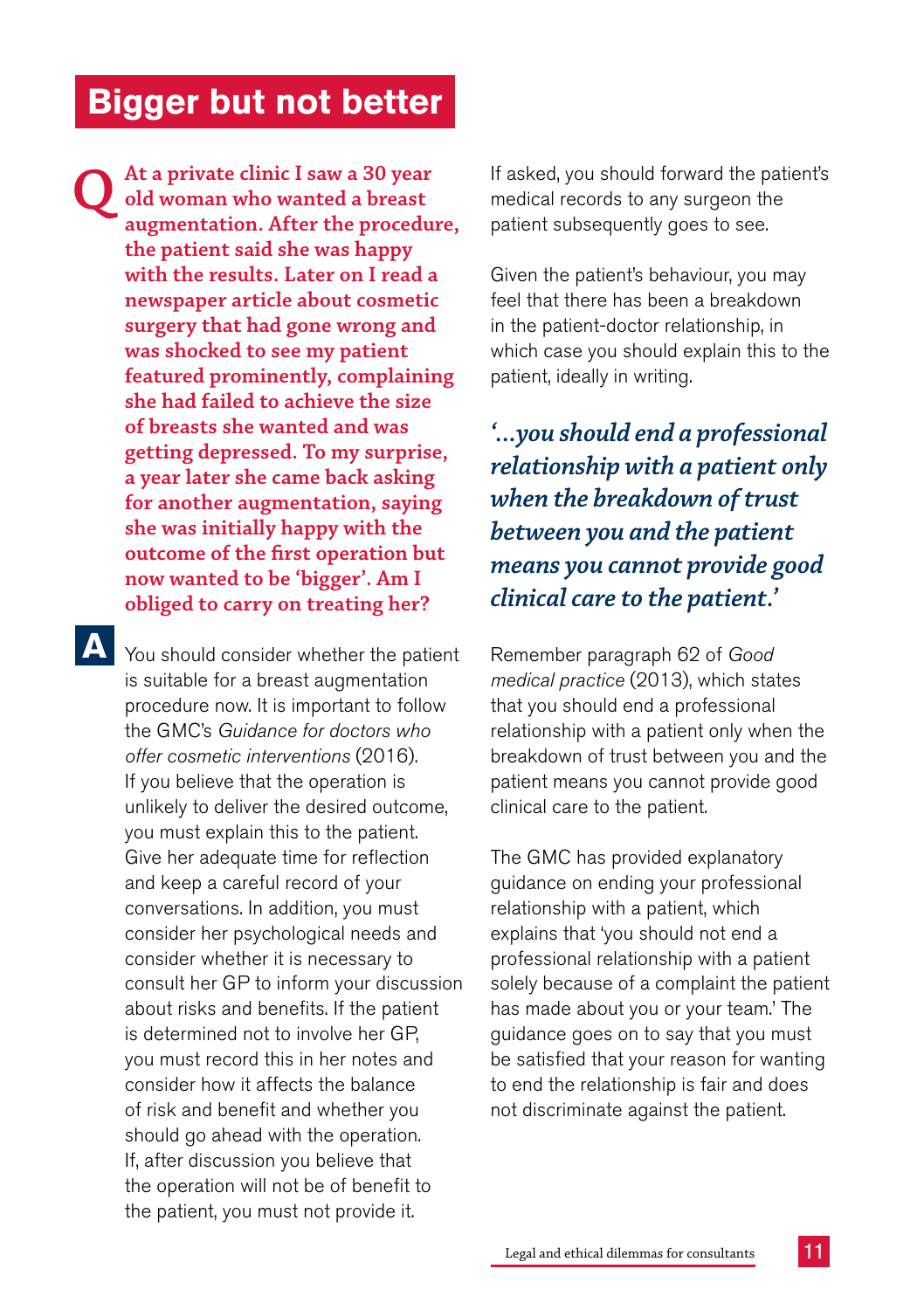## Bigger but not better

**Q** **At a private clinic I saw a 30 year old woman who wanted a breast augmentation. After the procedure, the patient said she was happy with the results. Later on I read a newspaper article about cosmetic surgery that had gone wrong and was shocked to see my patient featured prominently, complaining she had failed to achieve the size of breasts she wanted and was getting depressed. To my surprise, a year later she came back asking for another augmentation, saying she was initially happy with the outcome of the first operation but now wanted to be 'bigger'. Am I obliged to carry on treating her?**

**A** You should consider whether the patient is suitable for a breast augmentation procedure now. It is important to follow the GMC's *Guidance for doctors who offer cosmetic interventions* (2016). If you believe that the operation is unlikely to deliver the desired outcome, you must explain this to the patient. Give her adequate time for reflection and keep a careful record of your conversations. In addition, you must consider her psychological needs and consider whether it is necessary to consult her GP to inform your discussion about risks and benefits. If the patient is determined not to involve her GP, you must record this in her notes and consider how it affects the balance of risk and benefit and whether you should go ahead with the operation. If, after discussion you believe that the operation will not be of benefit to the patient, you must not provide it.

If asked, you should forward the patient's medical records to any surgeon the patient subsequently goes to see.

Given the patient's behaviour, you may feel that there has been a breakdown in the patient-doctor relationship, in which case you should explain this to the patient, ideally in writing.

> *'...you should end a professional relationship with a patient only when the breakdown of trust between you and the patient means you cannot provide good clinical care to the patient.'*

Remember paragraph 62 of *Good medical practice* (2013), which states that you should end a professional relationship with a patient only when the breakdown of trust between you and the patient means you cannot provide good clinical care to the patient.

The GMC has provided explanatory guidance on ending your professional relationship with a patient, which explains that 'you should not end a professional relationship with a patient solely because of a complaint the patient has made about you or your team.' The guidance goes on to say that you must be satisfied that your reason for wanting to end the relationship is fair and does not discriminate against the patient.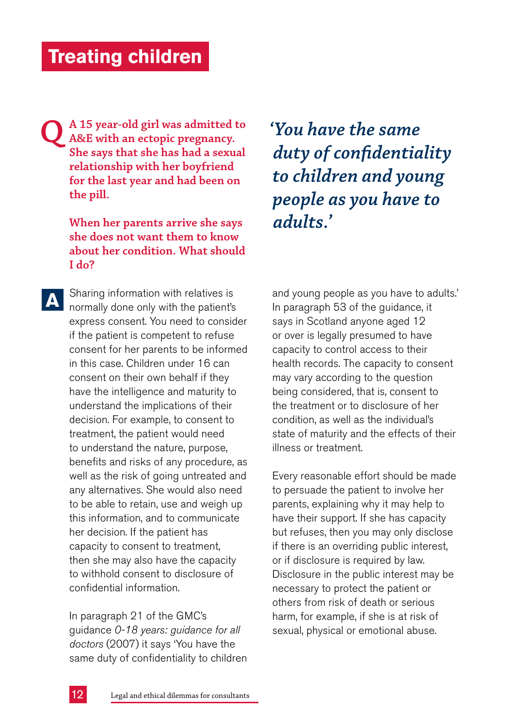# Treating children

**Q** **A 15 year-old girl was admitted to A&E with an ectopic pregnancy. She says that she has had a sexual relationship with her boyfriend for the last year and had been on the pill.**

**When her parents arrive she says she does not want them to know about her condition. What should I do?**

> *'You have the same duty of confidentiality to children and young people as you have to adults.'*

**A** Sharing information with relatives is normally done only with the patient's express consent. You need to consider if the patient is competent to refuse consent for her parents to be informed in this case. Children under 16 can consent on their own behalf if they have the intelligence and maturity to understand the implications of their decision. For example, to consent to treatment, the patient would need to understand the nature, purpose, benefits and risks of any procedure, as well as the risk of going untreated and any alternatives. She would also need to be able to retain, use and weigh up this information, and to communicate her decision. If the patient has capacity to consent to treatment, then she may also have the capacity to withhold consent to disclosure of confidential information.

In paragraph 21 of the GMC's guidance *0-18 years: guidance for all doctors* (2007) it says 'You have the same duty of confidentiality to children and young people as you have to adults.' In paragraph 53 of the guidance, it says in Scotland anyone aged 12 or over is legally presumed to have capacity to control access to their health records. The capacity to consent may vary according to the question being considered, that is, consent to the treatment or to disclosure of her condition, as well as the individual's state of maturity and the effects of their illness or treatment.

Every reasonable effort should be made to persuade the patient to involve her parents, explaining why it may help to have their support. If she has capacity but refuses, then you may only disclose if there is an overriding public interest, or if disclosure is required by law. Disclosure in the public interest may be necessary to protect the patient or others from risk of death or serious harm, for example, if she is at risk of sexual, physical or emotional abuse.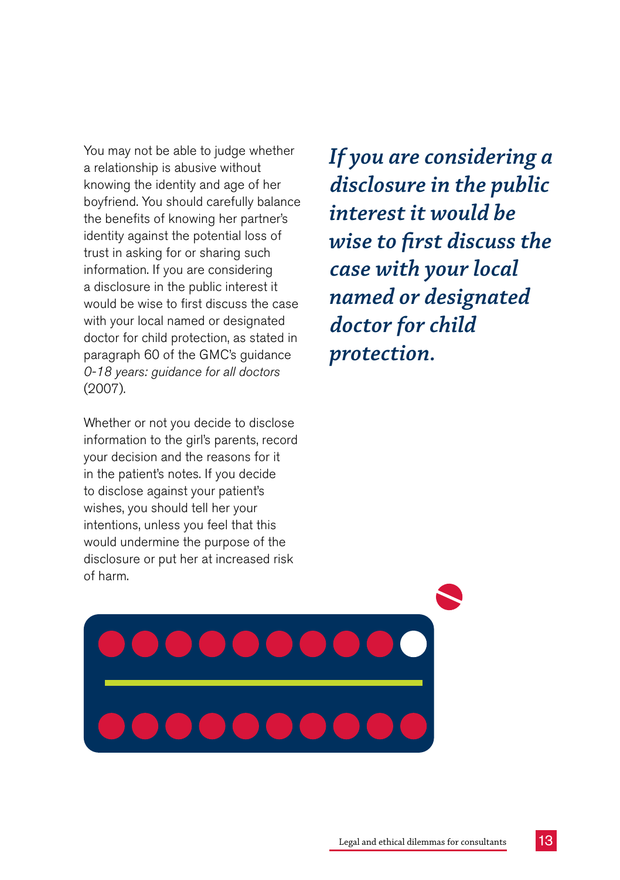You may not be able to judge whether a relationship is abusive without knowing the identity and age of her boyfriend. You should carefully balance the benefits of knowing her partner's identity against the potential loss of trust in asking for or sharing such information. If you are considering a disclosure in the public interest it would be wise to first discuss the case with your local named or designated doctor for child protection, as stated in paragraph 60 of the GMC's guidance *0-18 years: guidance for all doctors* (2007).

Whether or not you decide to disclose information to the girl's parents, record your decision and the reasons for it in the patient's notes. If you decide to disclose against your patient's wishes, you should tell her your intentions, unless you feel that this would undermine the purpose of the disclosure or put her at increased risk of harm.

***If you are considering a disclosure in the public interest it would be wise to first discuss the case with your local named or designated doctor for child protection.***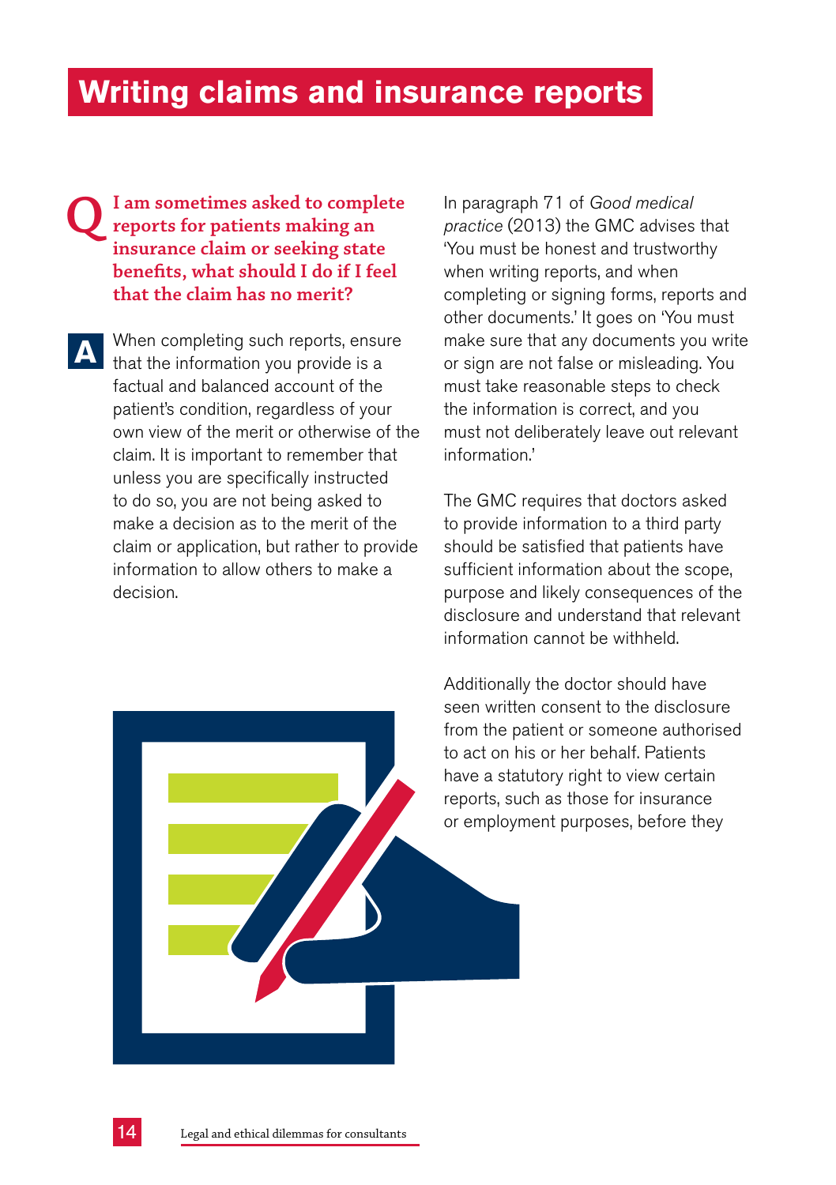# Writing claims and insurance reports

**Q I am sometimes asked to complete reports for patients making an insurance claim or seeking state benefits, what should I do if I feel that the claim has no merit?**

**A** When completing such reports, ensure that the information you provide is a factual and balanced account of the patient's condition, regardless of your own view of the merit or otherwise of the claim. It is important to remember that unless you are specifically instructed to do so, you are not being asked to make a decision as to the merit of the claim or application, but rather to provide information to allow others to make a decision.

In paragraph 71 of *Good medical practice* (2013) the GMC advises that 'You must be honest and trustworthy when writing reports, and when completing or signing forms, reports and other documents.' It goes on 'You must make sure that any documents you write or sign are not false or misleading. You must take reasonable steps to check the information is correct, and you must not deliberately leave out relevant information.'

The GMC requires that doctors asked to provide information to a third party should be satisfied that patients have sufficient information about the scope, purpose and likely consequences of the disclosure and understand that relevant information cannot be withheld.

Additionally the doctor should have seen written consent to the disclosure from the patient or someone authorised to act on his or her behalf. Patients have a statutory right to view certain reports, such as those for insurance or employment purposes, before they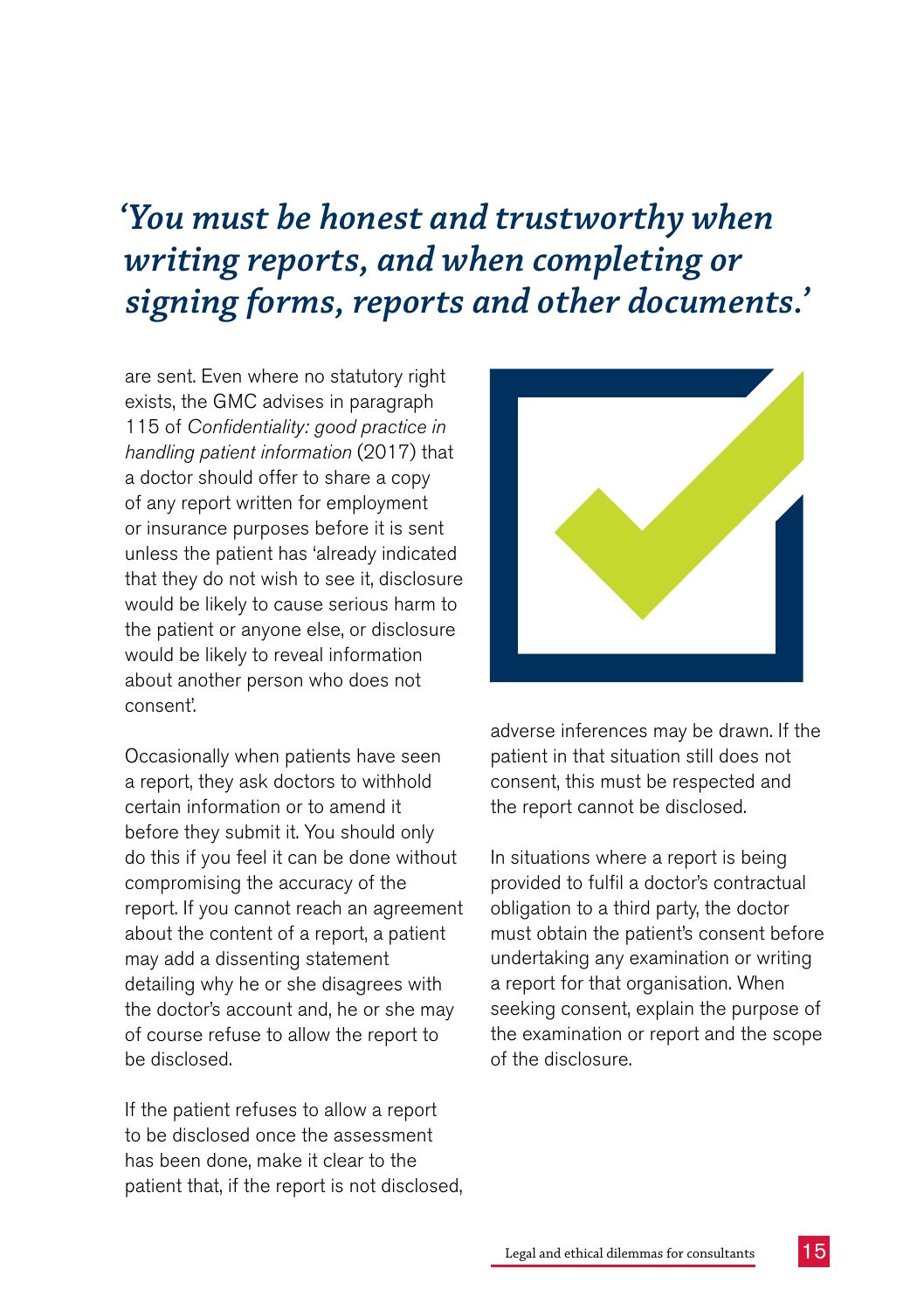*'You must be honest and trustworthy when writing reports, and when completing or signing forms, reports and other documents.'*

are sent. Even where no statutory right exists, the GMC advises in paragraph 115 of *Confidentiality: good practice in handling patient information* (2017) that a doctor should offer to share a copy of any report written for employment or insurance purposes before it is sent unless the patient has 'already indicated that they do not wish to see it, disclosure would be likely to cause serious harm to the patient or anyone else, or disclosure would be likely to reveal information about another person who does not consent'.

Occasionally when patients have seen a report, they ask doctors to withhold certain information or to amend it before they submit it. You should only do this if you feel it can be done without compromising the accuracy of the report. If you cannot reach an agreement about the content of a report, a patient may add a dissenting statement detailing why he or she disagrees with the doctor's account and, he or she may of course refuse to allow the report to be disclosed.

If the patient refuses to allow a report to be disclosed once the assessment has been done, make it clear to the patient that, if the report is not disclosed, adverse inferences may be drawn. If the patient in that situation still does not consent, this must be respected and the report cannot be disclosed.

In situations where a report is being provided to fulfil a doctor's contractual obligation to a third party, the doctor must obtain the patient's consent before undertaking any examination or writing a report for that organisation. When seeking consent, explain the purpose of the examination or report and the scope of the disclosure.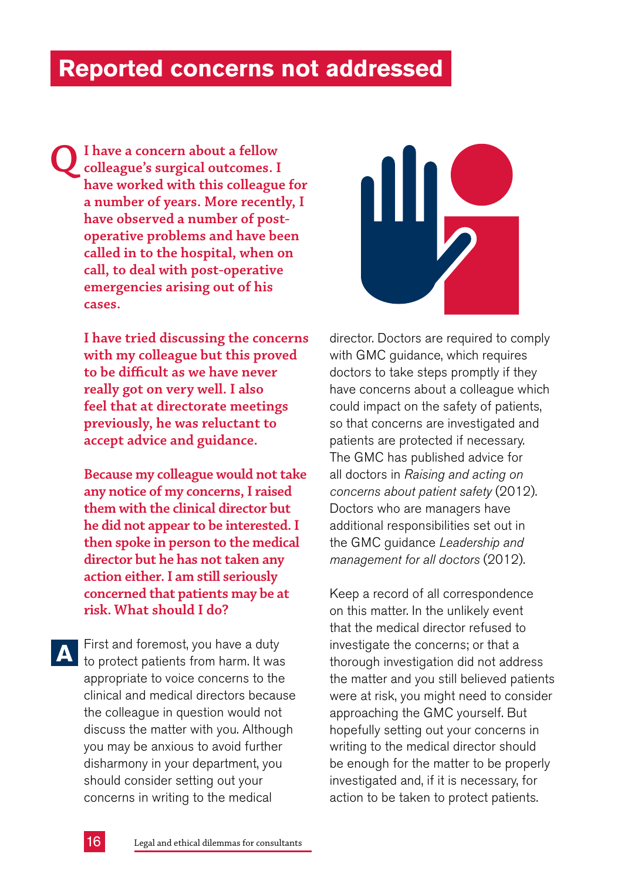# Reported concerns not addressed

**Q** **I have a concern about a fellow colleague's surgical outcomes. I have worked with this colleague for a number of years. More recently, I have observed a number of post-operative problems and have been called in to the hospital, when on call, to deal with post-operative emergencies arising out of his cases.**

**I have tried discussing the concerns with my colleague but this proved to be difficult as we have never really got on very well. I also feel that at directorate meetings previously, he was reluctant to accept advice and guidance.**

**Because my colleague would not take any notice of my concerns, I raised them with the clinical director but he did not appear to be interested. I then spoke in person to the medical director but he has not taken any action either. I am still seriously concerned that patients may be at risk. What should I do?**

**A** First and foremost, you have a duty to protect patients from harm. It was appropriate to voice concerns to the clinical and medical directors because the colleague in question would not discuss the matter with you. Although you may be anxious to avoid further disharmony in your department, you should consider setting out your concerns in writing to the medical director. Doctors are required to comply with GMC guidance, which requires doctors to take steps promptly if they have concerns about a colleague which could impact on the safety of patients, so that concerns are investigated and patients are protected if necessary. The GMC has published advice for all doctors in *Raising and acting on concerns about patient safety* (2012). Doctors who are managers have additional responsibilities set out in the GMC guidance *Leadership and management for all doctors* (2012).

Keep a record of all correspondence on this matter. In the unlikely event that the medical director refused to investigate the concerns; or that a thorough investigation did not address the matter and you still believed patients were at risk, you might need to consider approaching the GMC yourself. But hopefully setting out your concerns in writing to the medical director should be enough for the matter to be properly investigated and, if it is necessary, for action to be taken to protect patients.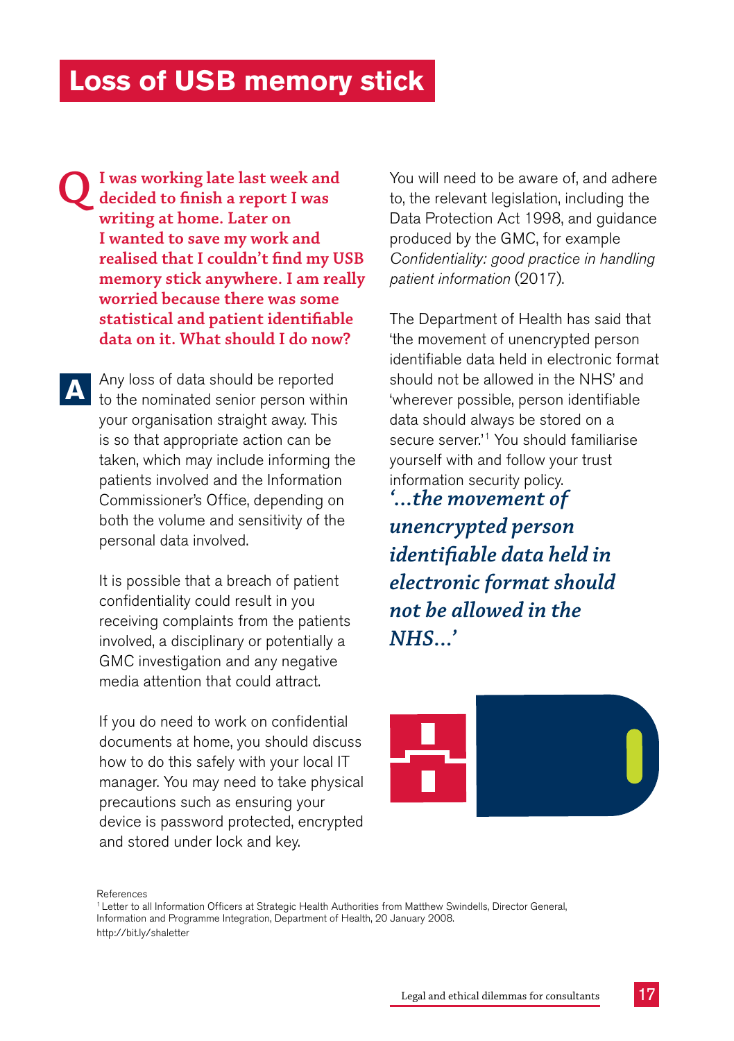# Loss of USB memory stick

**Q** **I was working late last week and decided to finish a report I was writing at home. Later on I wanted to save my work and realised that I couldn't find my USB memory stick anywhere. I am really worried because there was some statistical and patient identifiable data on it. What should I do now?**

**A** Any loss of data should be reported to the nominated senior person within your organisation straight away. This is so that appropriate action can be taken, which may include informing the patients involved and the Information Commissioner's Office, depending on both the volume and sensitivity of the personal data involved.

It is possible that a breach of patient confidentiality could result in you receiving complaints from the patients involved, a disciplinary or potentially a GMC investigation and any negative media attention that could attract.

If you do need to work on confidential documents at home, you should discuss how to do this safely with your local IT manager. You may need to take physical precautions such as ensuring your device is password protected, encrypted and stored under lock and key.

You will need to be aware of, and adhere to, the relevant legislation, including the Data Protection Act 1998, and guidance produced by the GMC, for example *Confidentiality: good practice in handling patient information* (2017).

The Department of Health has said that 'the movement of unencrypted person identifiable data held in electronic format should not be allowed in the NHS' and 'wherever possible, person identifiable data should always be stored on a secure server.'[1] You should familiarise yourself with and follow your trust information security policy.

***'...the movement of unencrypted person identifiable data held in electronic format should not be allowed in the NHS...'***

References

[1] Letter to all Information Officers at Strategic Health Authorities from Matthew Swindells, Director General, Information and Programme Integration, Department of Health, 20 January 2008.
http://bit.ly/shaletter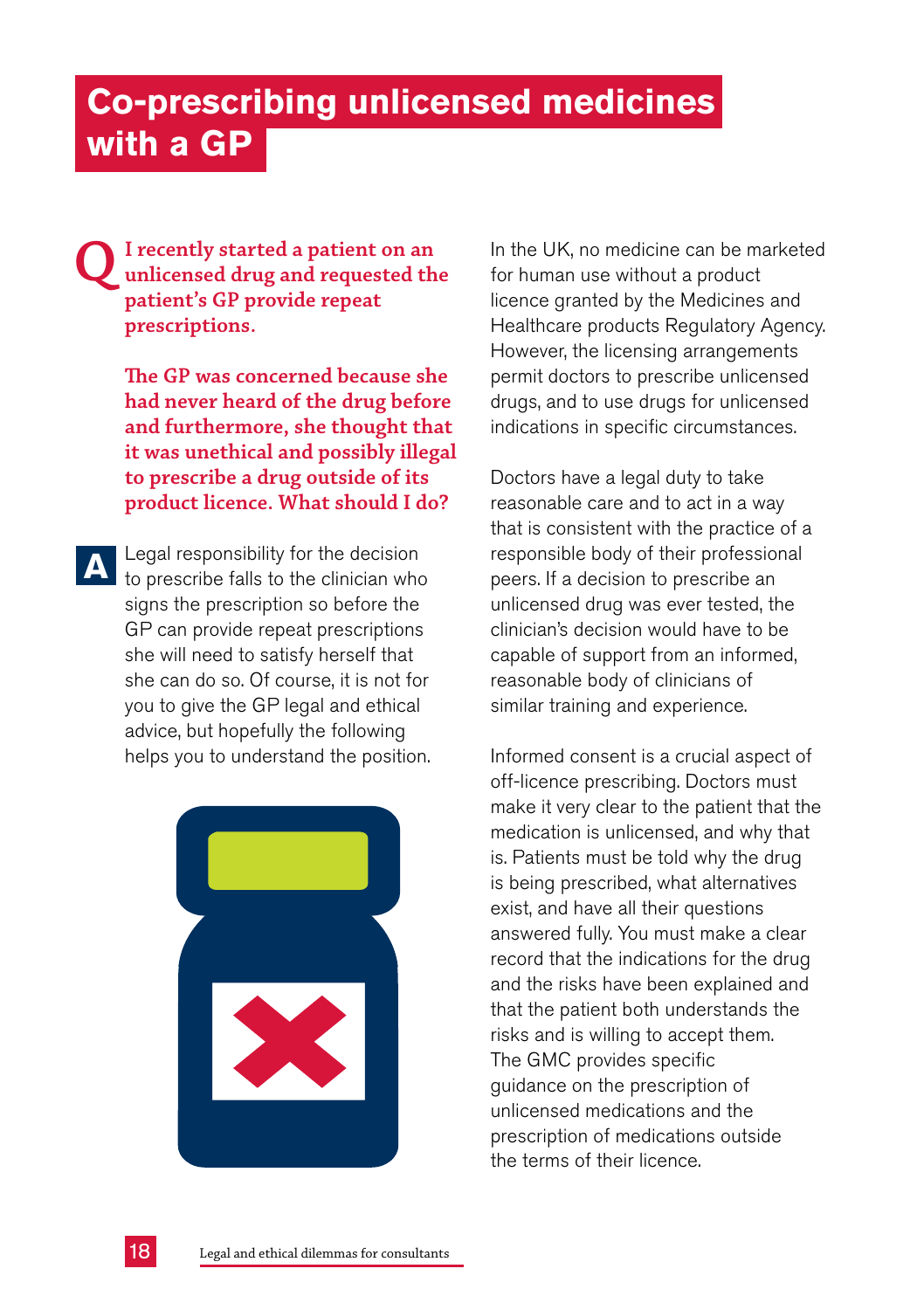# Co-prescribing unlicensed medicines with a GP

**Q** **I recently started a patient on an unlicensed drug and requested the patient's GP provide repeat prescriptions.**

**The GP was concerned because she had never heard of the drug before and furthermore, she thought that it was unethical and possibly illegal to prescribe a drug outside of its product licence. What should I do?**

**A** Legal responsibility for the decision to prescribe falls to the clinician who signs the prescription so before the GP can provide repeat prescriptions she will need to satisfy herself that she can do so. Of course, it is not for you to give the GP legal and ethical advice, but hopefully the following helps you to understand the position.

In the UK, no medicine can be marketed for human use without a product licence granted by the Medicines and Healthcare products Regulatory Agency. However, the licensing arrangements permit doctors to prescribe unlicensed drugs, and to use drugs for unlicensed indications in specific circumstances.

Doctors have a legal duty to take reasonable care and to act in a way that is consistent with the practice of a responsible body of their professional peers. If a decision to prescribe an unlicensed drug was ever tested, the clinician's decision would have to be capable of support from an informed, reasonable body of clinicians of similar training and experience.

Informed consent is a crucial aspect of off-licence prescribing. Doctors must make it very clear to the patient that the medication is unlicensed, and why that is. Patients must be told why the drug is being prescribed, what alternatives exist, and have all their questions answered fully. You must make a clear record that the indications for the drug and the risks have been explained and that the patient both understands the risks and is willing to accept them. The GMC provides specific guidance on the prescription of unlicensed medications and the prescription of medications outside the terms of their licence.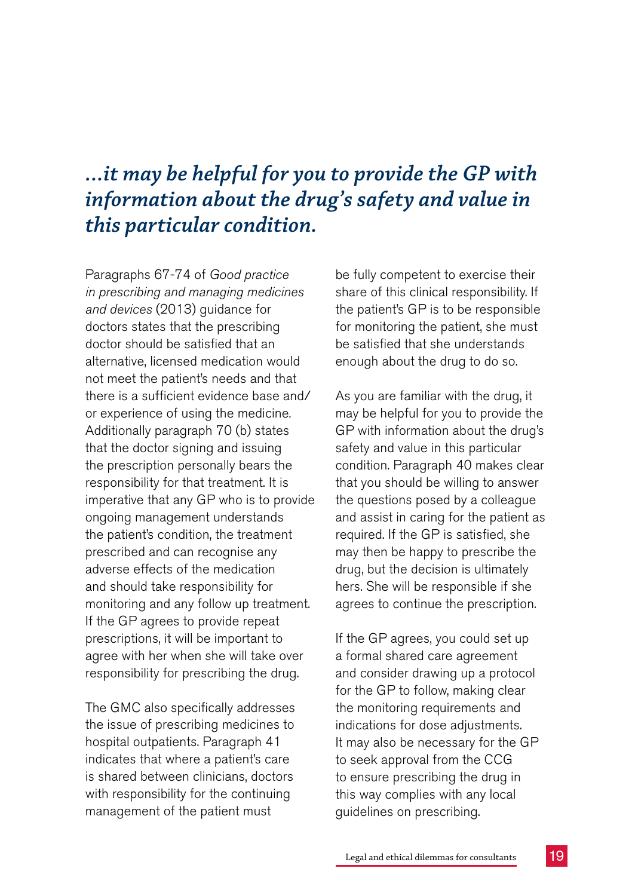*...it may be helpful for you to provide the GP with information about the drug's safety and value in this particular condition.*

Paragraphs 67-74 of *Good practice in prescribing and managing medicines and devices* (2013) guidance for doctors states that the prescribing doctor should be satisfied that an alternative, licensed medication would not meet the patient's needs and that there is a sufficient evidence base and/or experience of using the medicine. Additionally paragraph 70 (b) states that the doctor signing and issuing the prescription personally bears the responsibility for that treatment. It is imperative that any GP who is to provide ongoing management understands the patient's condition, the treatment prescribed and can recognise any adverse effects of the medication and should take responsibility for monitoring and any follow up treatment. If the GP agrees to provide repeat prescriptions, it will be important to agree with her when she will take over responsibility for prescribing the drug.

The GMC also specifically addresses the issue of prescribing medicines to hospital outpatients. Paragraph 41 indicates that where a patient's care is shared between clinicians, doctors with responsibility for the continuing management of the patient must be fully competent to exercise their share of this clinical responsibility. If the patient's GP is to be responsible for monitoring the patient, she must be satisfied that she understands enough about the drug to do so.

As you are familiar with the drug, it may be helpful for you to provide the GP with information about the drug's safety and value in this particular condition. Paragraph 40 makes clear that you should be willing to answer the questions posed by a colleague and assist in caring for the patient as required. If the GP is satisfied, she may then be happy to prescribe the drug, but the decision is ultimately hers. She will be responsible if she agrees to continue the prescription.

If the GP agrees, you could set up a formal shared care agreement and consider drawing up a protocol for the GP to follow, making clear the monitoring requirements and indications for dose adjustments. It may also be necessary for the GP to seek approval from the CCG to ensure prescribing the drug in this way complies with any local guidelines on prescribing.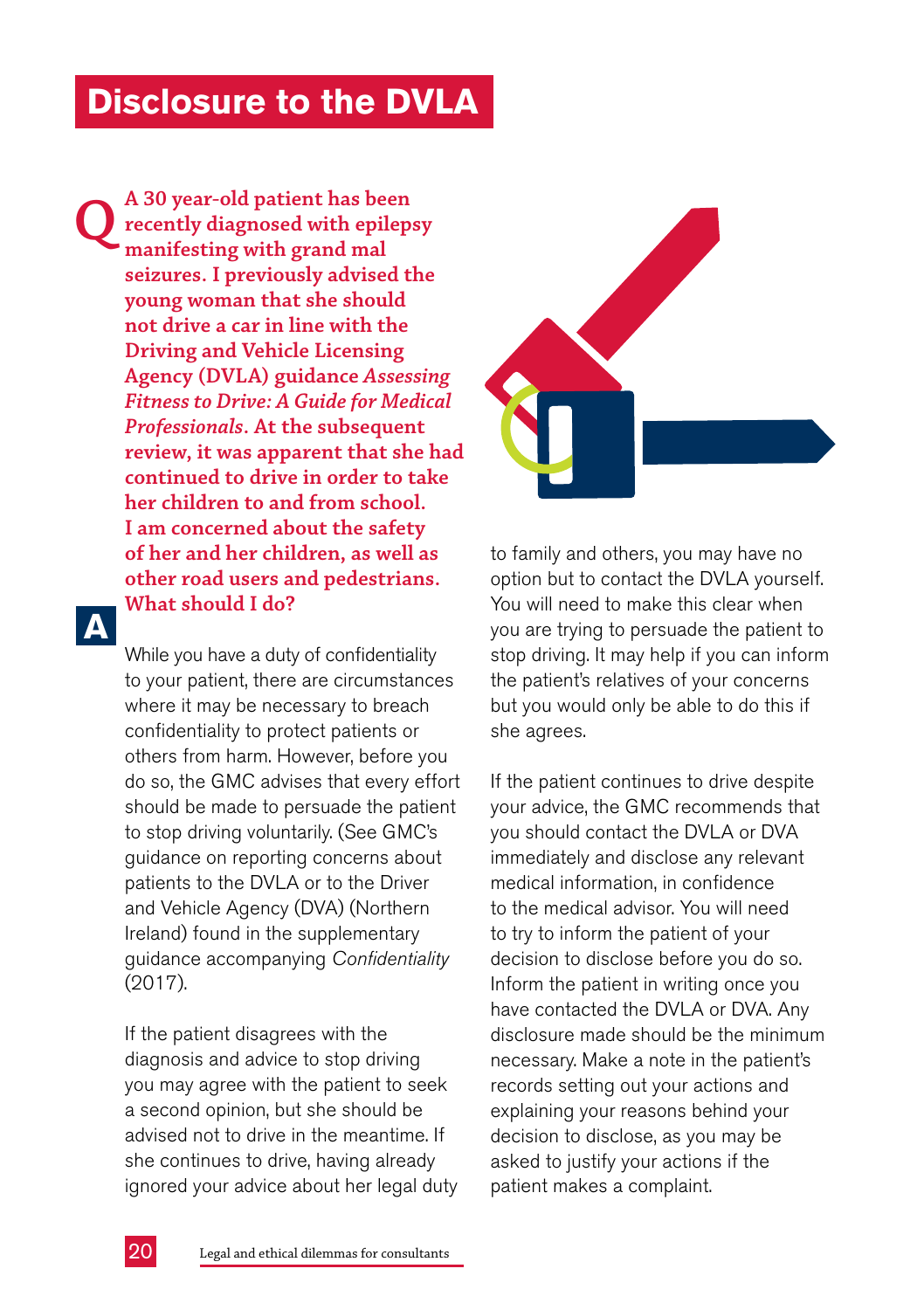# Disclosure to the DVLA

**Q** **A 30 year-old patient has been recently diagnosed with epilepsy manifesting with grand mal seizures. I previously advised the young woman that she should not drive a car in line with the Driving and Vehicle Licensing Agency (DVLA) guidance *Assessing Fitness to Drive: A Guide for Medical Professionals*. At the subsequent review, it was apparent that she had continued to drive in order to take her children to and from school. I am concerned about the safety of her and her children, as well as other road users and pedestrians. What should I do?**

**A**

While you have a duty of confidentiality to your patient, there are circumstances where it may be necessary to breach confidentiality to protect patients or others from harm. However, before you do so, the GMC advises that every effort should be made to persuade the patient to stop driving voluntarily. (See GMC's guidance on reporting concerns about patients to the DVLA or to the Driver and Vehicle Agency (DVA) (Northern Ireland) found in the supplementary guidance accompanying *Confidentiality* (2017).

If the patient disagrees with the diagnosis and advice to stop driving you may agree with the patient to seek a second opinion, but she should be advised not to drive in the meantime. If she continues to drive, having already ignored your advice about her legal duty to family and others, you may have no option but to contact the DVLA yourself. You will need to make this clear when you are trying to persuade the patient to stop driving. It may help if you can inform the patient's relatives of your concerns but you would only be able to do this if she agrees.

If the patient continues to drive despite your advice, the GMC recommends that you should contact the DVLA or DVA immediately and disclose any relevant medical information, in confidence to the medical advisor. You will need to try to inform the patient of your decision to disclose before you do so. Inform the patient in writing once you have contacted the DVLA or DVA. Any disclosure made should be the minimum necessary. Make a note in the patient's records setting out your actions and explaining your reasons behind your decision to disclose, as you may be asked to justify your actions if the patient makes a complaint.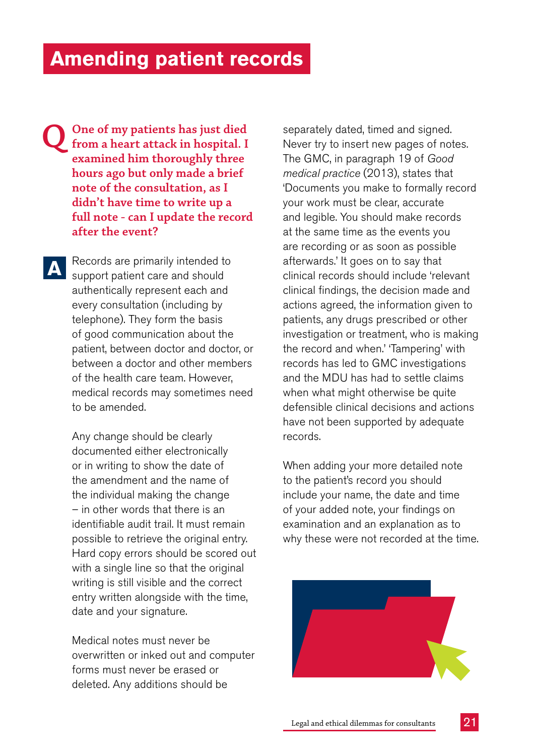# Amending patient records

**Q** **One of my patients has just died from a heart attack in hospital. I examined him thoroughly three hours ago but only made a brief note of the consultation, as I didn't have time to write up a full note - can I update the record after the event?**

**A** Records are primarily intended to support patient care and should authentically represent each and every consultation (including by telephone). They form the basis of good communication about the patient, between doctor and doctor, or between a doctor and other members of the health care team. However, medical records may sometimes need to be amended.

Any change should be clearly documented either electronically or in writing to show the date of the amendment and the name of the individual making the change – in other words that there is an identifiable audit trail. It must remain possible to retrieve the original entry. Hard copy errors should be scored out with a single line so that the original writing is still visible and the correct entry written alongside with the time, date and your signature.

Medical notes must never be overwritten or inked out and computer forms must never be erased or deleted. Any additions should be separately dated, timed and signed. Never try to insert new pages of notes. The GMC, in paragraph 19 of *Good medical practice* (2013), states that 'Documents you make to formally record your work must be clear, accurate and legible. You should make records at the same time as the events you are recording or as soon as possible afterwards.' It goes on to say that clinical records should include 'relevant clinical findings, the decision made and actions agreed, the information given to patients, any drugs prescribed or other investigation or treatment, who is making the record and when.' 'Tampering' with records has led to GMC investigations and the MDU has had to settle claims when what might otherwise be quite defensible clinical decisions and actions have not been supported by adequate records.

When adding your more detailed note to the patient's record you should include your name, the date and time of your added note, your findings on examination and an explanation as to why these were not recorded at the time.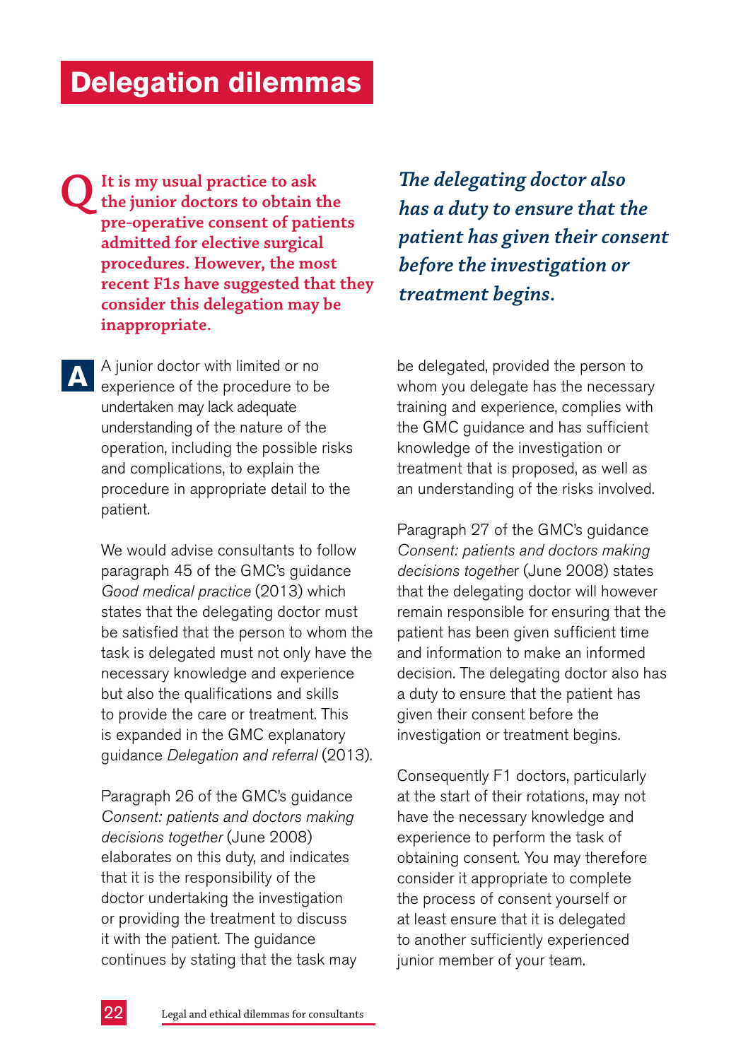# Delegation dilemmas

**Q** **It is my usual practice to ask the junior doctors to obtain the pre-operative consent of patients admitted for elective surgical procedures. However, the most recent F1s have suggested that they consider this delegation may be inappropriate.**

*The delegating doctor also has a duty to ensure that the patient has given their consent before the investigation or treatment begins.*

**A** A junior doctor with limited or no experience of the procedure to be undertaken may lack adequate understanding of the nature of the operation, including the possible risks and complications, to explain the procedure in appropriate detail to the patient.

We would advise consultants to follow paragraph 45 of the GMC's guidance *Good medical practice* (2013) which states that the delegating doctor must be satisfied that the person to whom the task is delegated must not only have the necessary knowledge and experience but also the qualifications and skills to provide the care or treatment. This is expanded in the GMC explanatory guidance *Delegation and referral* (2013).

Paragraph 26 of the GMC's guidance *Consent: patients and doctors making decisions together* (June 2008) elaborates on this duty, and indicates that it is the responsibility of the doctor undertaking the investigation or providing the treatment to discuss it with the patient. The guidance continues by stating that the task may be delegated, provided the person to whom you delegate has the necessary training and experience, complies with the GMC guidance and has sufficient knowledge of the investigation or treatment that is proposed, as well as an understanding of the risks involved.

Paragraph 27 of the GMC's guidance *Consent: patients and doctors making decisions together* (June 2008) states that the delegating doctor will however remain responsible for ensuring that the patient has been given sufficient time and information to make an informed decision. The delegating doctor also has a duty to ensure that the patient has given their consent before the investigation or treatment begins.

Consequently F1 doctors, particularly at the start of their rotations, may not have the necessary knowledge and experience to perform the task of obtaining consent. You may therefore consider it appropriate to complete the process of consent yourself or at least ensure that it is delegated to another sufficiently experienced junior member of your team.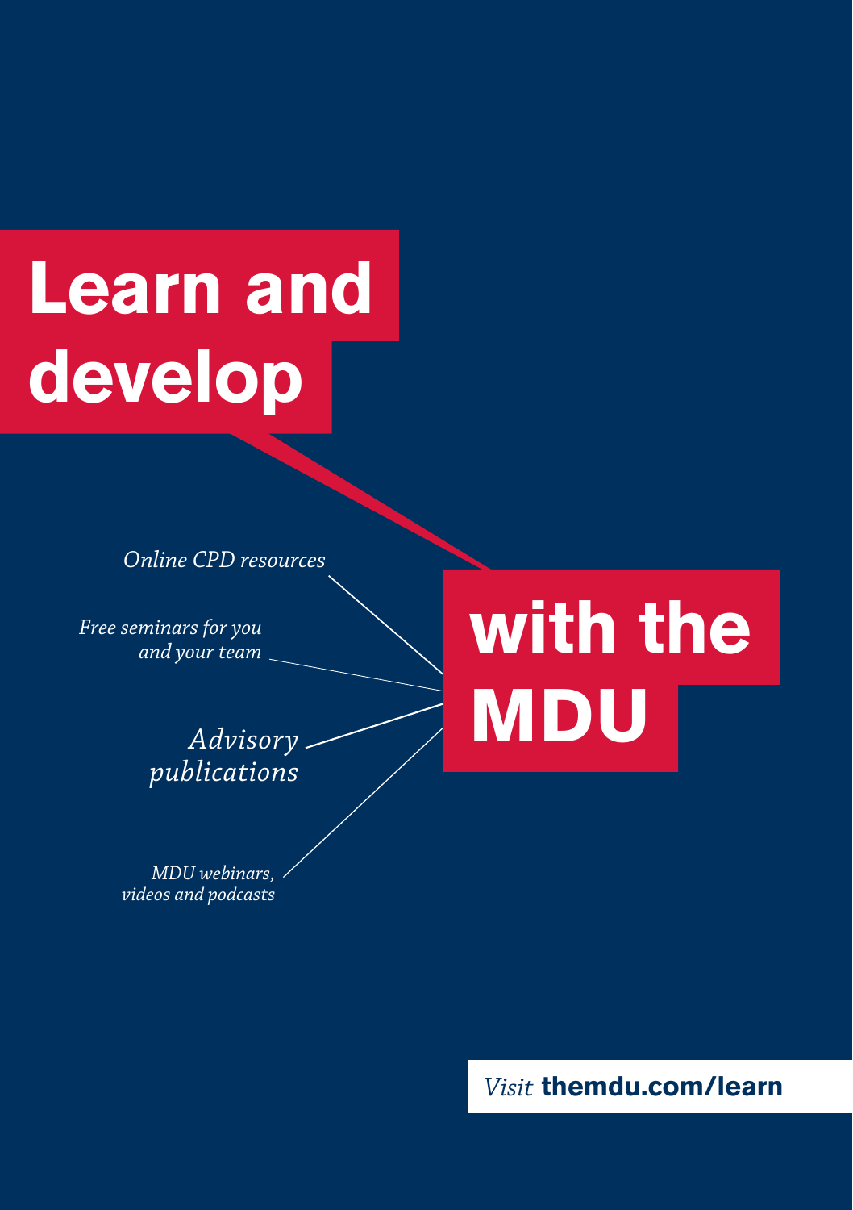# Learn and develop with the MDU

*Online CPD resources*

*Free seminars for you and your team*

*Advisory publications*

*MDU webinars, videos and podcasts*

*Visit* **themdu.com/learn**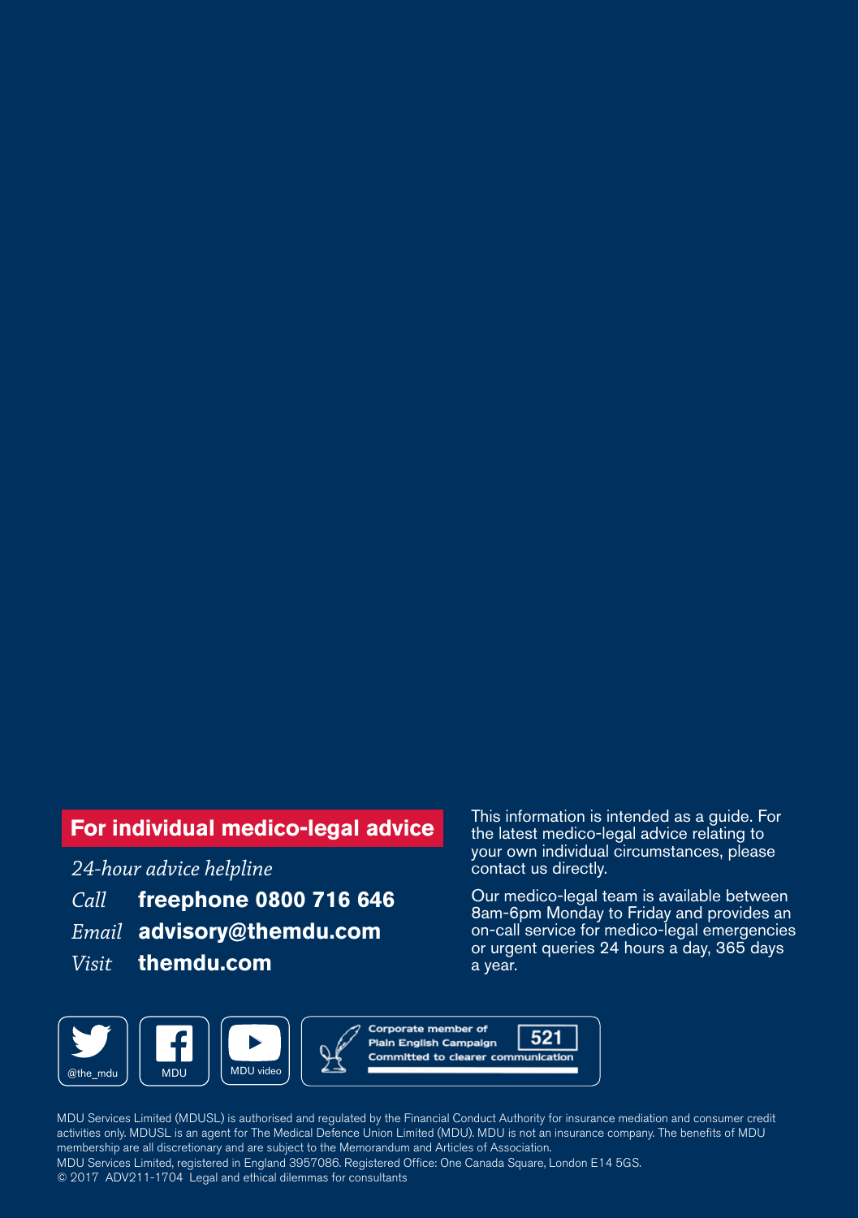## For individual medico-legal advice

*24-hour advice helpline*

*Call* **freephone 0800 716 646**

*Email* **advisory@themdu.com**

*Visit* **themdu.com**

This information is intended as a guide. For the latest medico-legal advice relating to your own individual circumstances, please contact us directly.

Our medico-legal team is available between 8am-6pm Monday to Friday and provides an on-call service for medico-legal emergencies or urgent queries 24 hours a day, 365 days a year.

@the_mdu

MDU

MDU video

Corporate member of Plain English Campaign 521 Committed to clearer communication

MDU Services Limited (MDUSL) is authorised and regulated by the Financial Conduct Authority for insurance mediation and consumer credit activities only. MDUSL is an agent for The Medical Defence Union Limited (MDU). MDU is not an insurance company. The benefits of MDU membership are all discretionary and are subject to the Memorandum and Articles of Association.
MDU Services Limited, registered in England 3957086. Registered Office: One Canada Square, London E14 5GS.
© 2017 ADV211-1704 Legal and ethical dilemmas for consultants